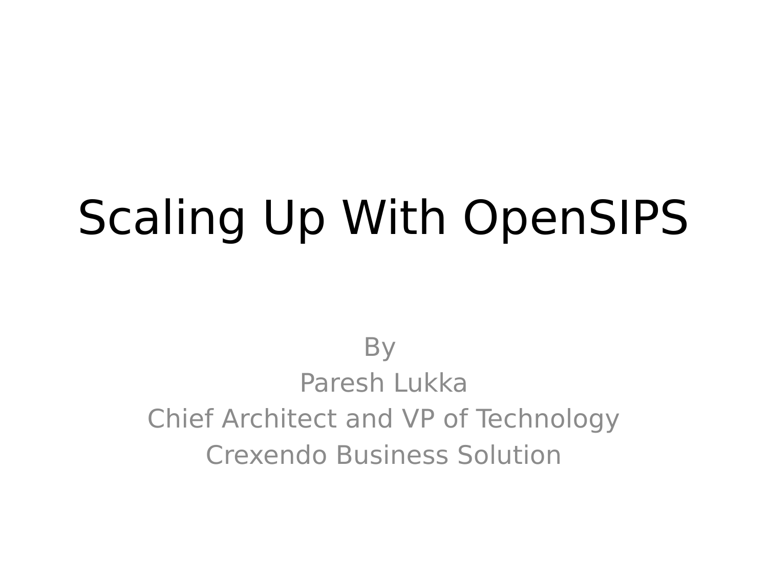# Scaling Up With OpenSIPS

By
Paresh Lukka
Chief Architect and VP of Technology
Crexendo Business Solution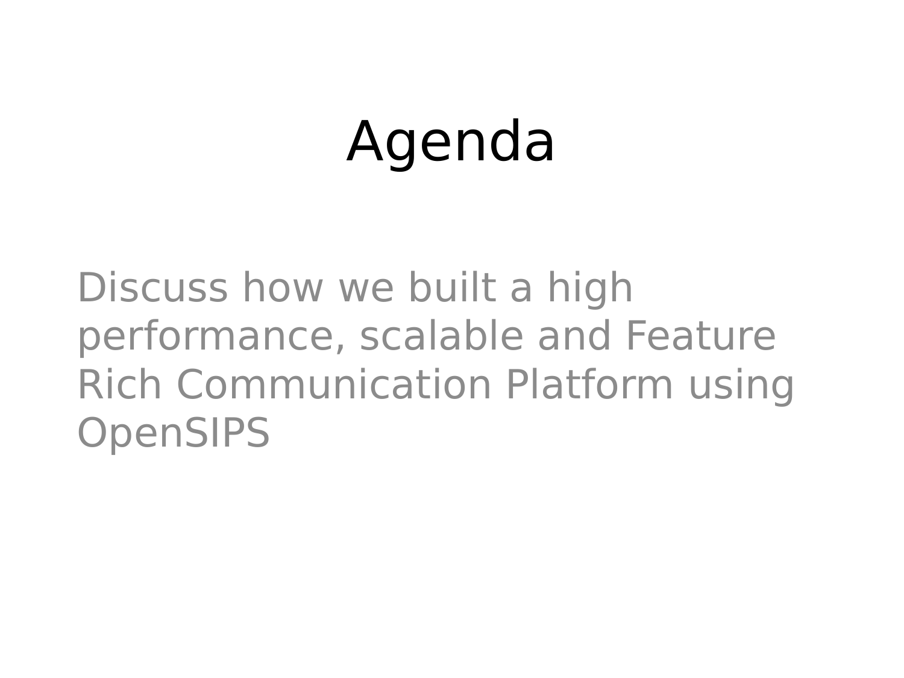# Agenda

Discuss how we built a high performance, scalable and Feature Rich Communication Platform using OpenSIPS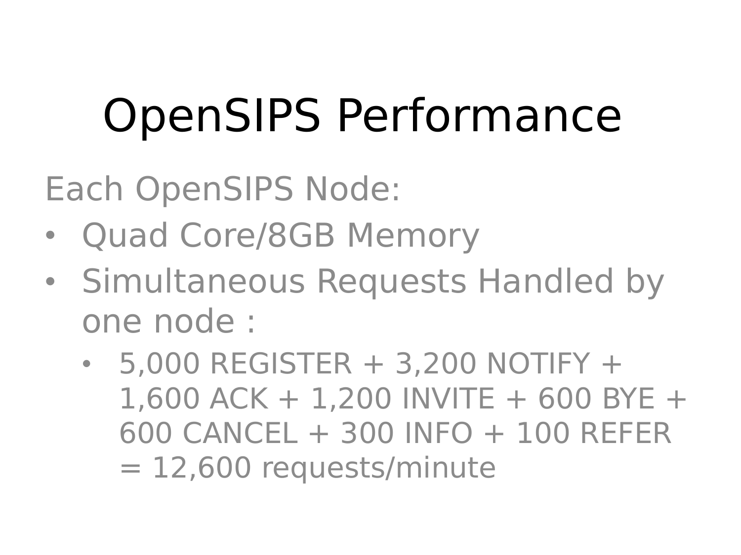# OpenSIPS Performance

Each OpenSIPS Node:

- Quad Core/8GB Memory
- Simultaneous Requests Handled by one node :
  - 5,000 REGISTER + 3,200 NOTIFY + 1,600 ACK + 1,200 INVITE + 600 BYE + 600 CANCEL + 300 INFO + 100 REFER = 12,600 requests/minute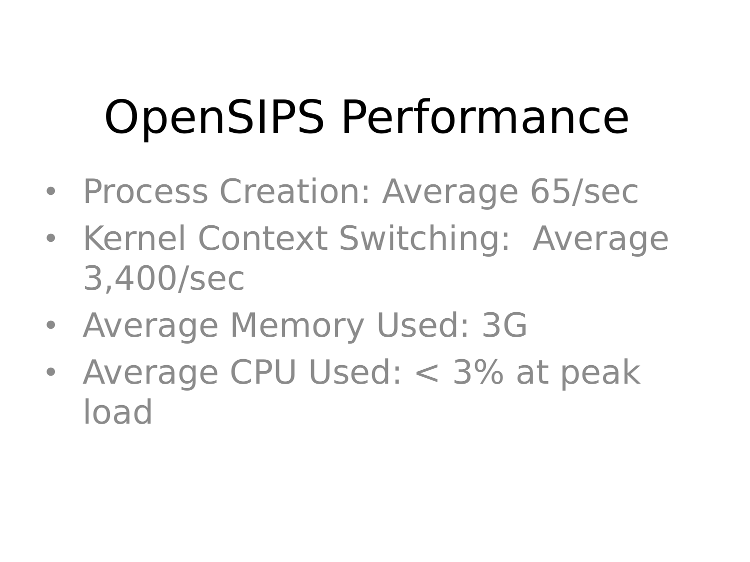# OpenSIPS Performance

- Process Creation: Average 65/sec
- Kernel Context Switching: Average 3,400/sec
- Average Memory Used: 3G
- Average CPU Used: < 3% at peak load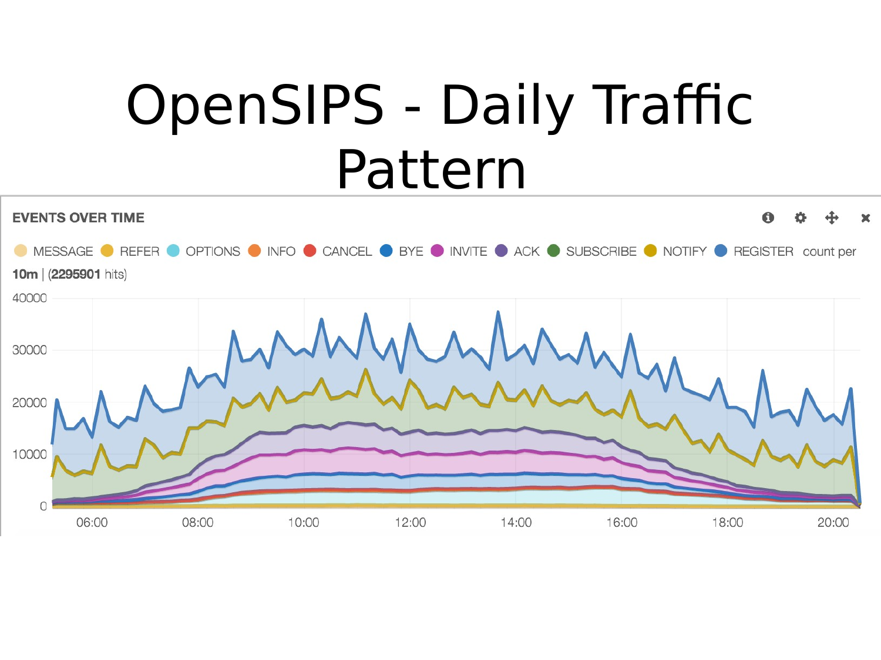# OpenSIPS - Daily Traffic Pattern

**EVENTS OVER TIME**

MESSAGE REFER OPTIONS INFO CANCEL BYE INVITE ACK SUBSCRIBE NOTIFY REGISTER count per **10m** | (**2295901** hits)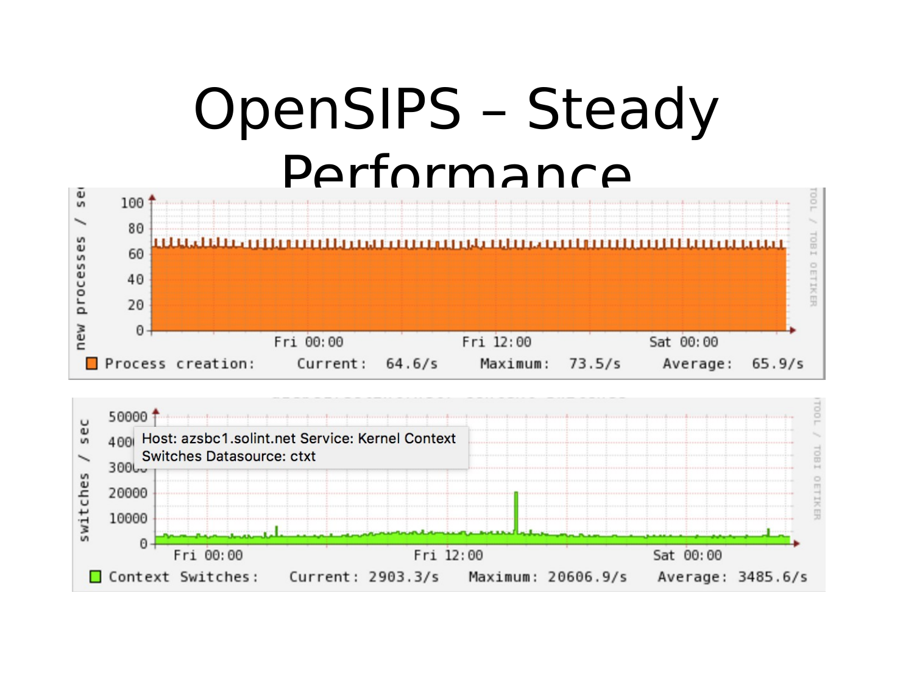# OpenSIPS – Steady Performance

new processes / sec

Process creation: Current: 64.6/s Maximum: 73.5/s Average: 65.9/s

Host: azsbc1.solint.net Service: Kernel Context Switches Datasource: ctxt

switches / sec

Context Switches: Current: 2903.3/s Maximum: 20606.9/s Average: 3485.6/s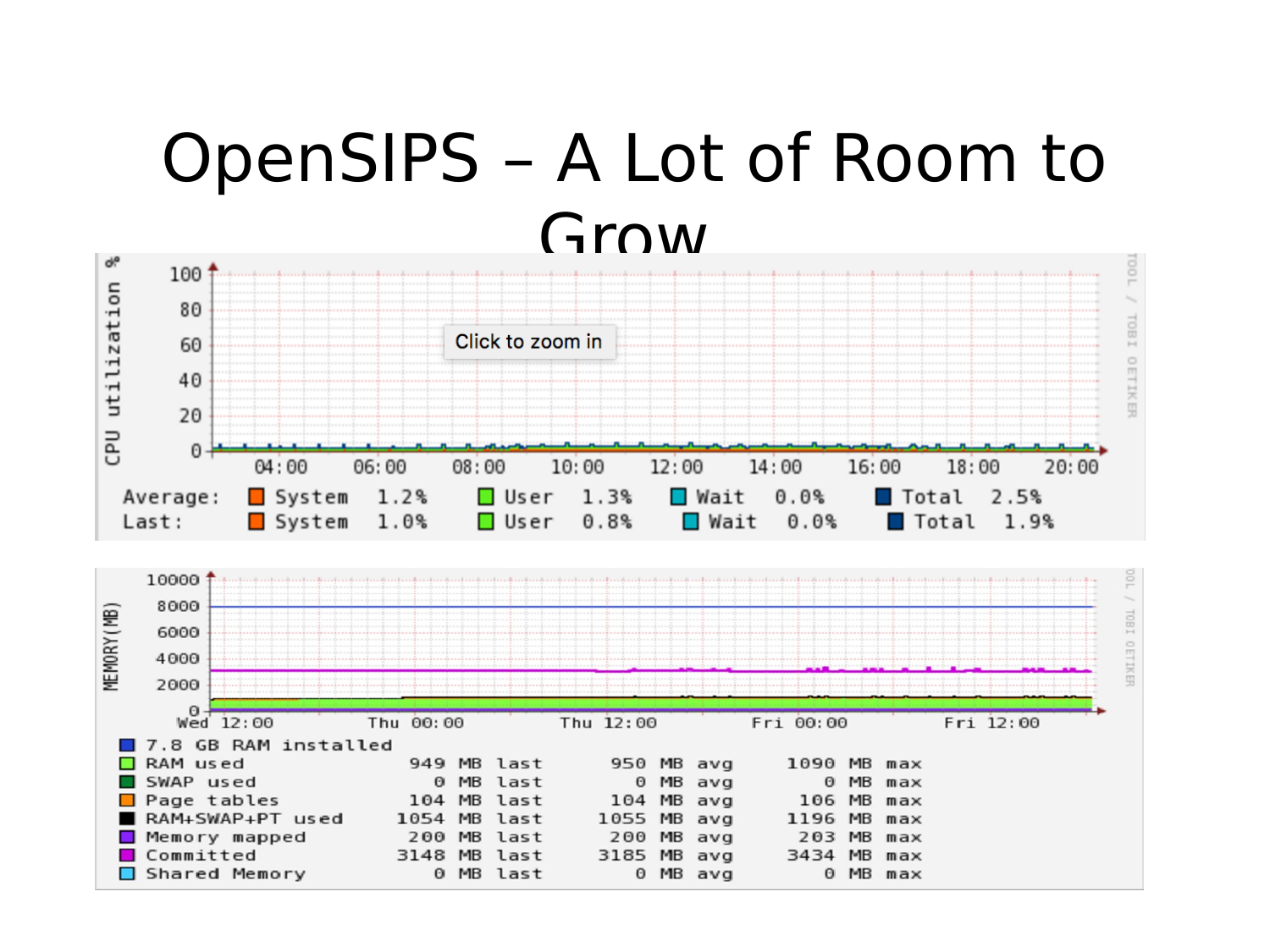# OpenSIPS – A Lot of Room to Grow

CPU utilization %

| | System | User | Wait | Total |
|---|---|---|---|---|
| Average: | 1.2% | 1.3% | 0.0% | 2.5% |
| Last: | 1.0% | 0.8% | 0.0% | 1.9% |

MEMORY(MB)

7.8 GB RAM installed

| | last | avg | max |
|---|---|---|---|
| RAM used | 949 MB | 950 MB | 1090 MB |
| SWAP used | 0 MB | 0 MB | 0 MB |
| Page tables | 104 MB | 104 MB | 106 MB |
| RAM+SWAP+PT used | 1054 MB | 1055 MB | 1196 MB |
| Memory mapped | 200 MB | 200 MB | 203 MB |
| Committed | 3148 MB | 3185 MB | 3434 MB |
| Shared Memory | 0 MB | 0 MB | 0 MB |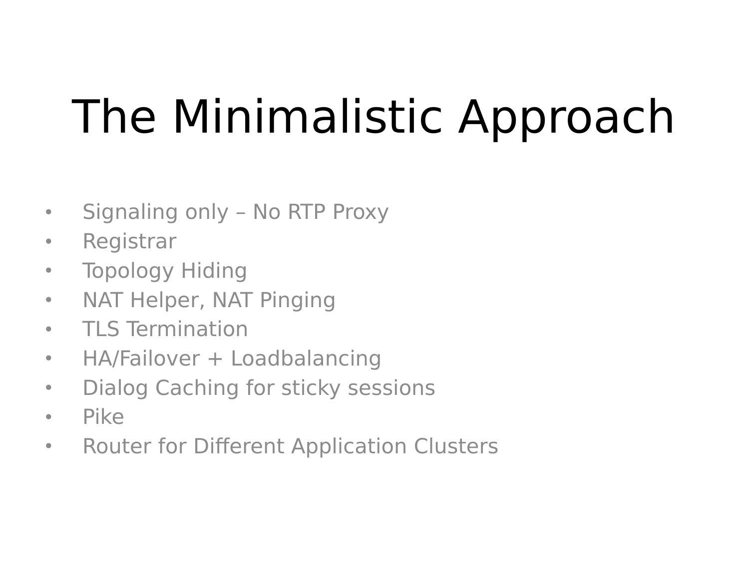# The Minimalistic Approach

- Signaling only – No RTP Proxy
- Registrar
- Topology Hiding
- NAT Helper, NAT Pinging
- TLS Termination
- HA/Failover + Loadbalancing
- Dialog Caching for sticky sessions
- Pike
- Router for Different Application Clusters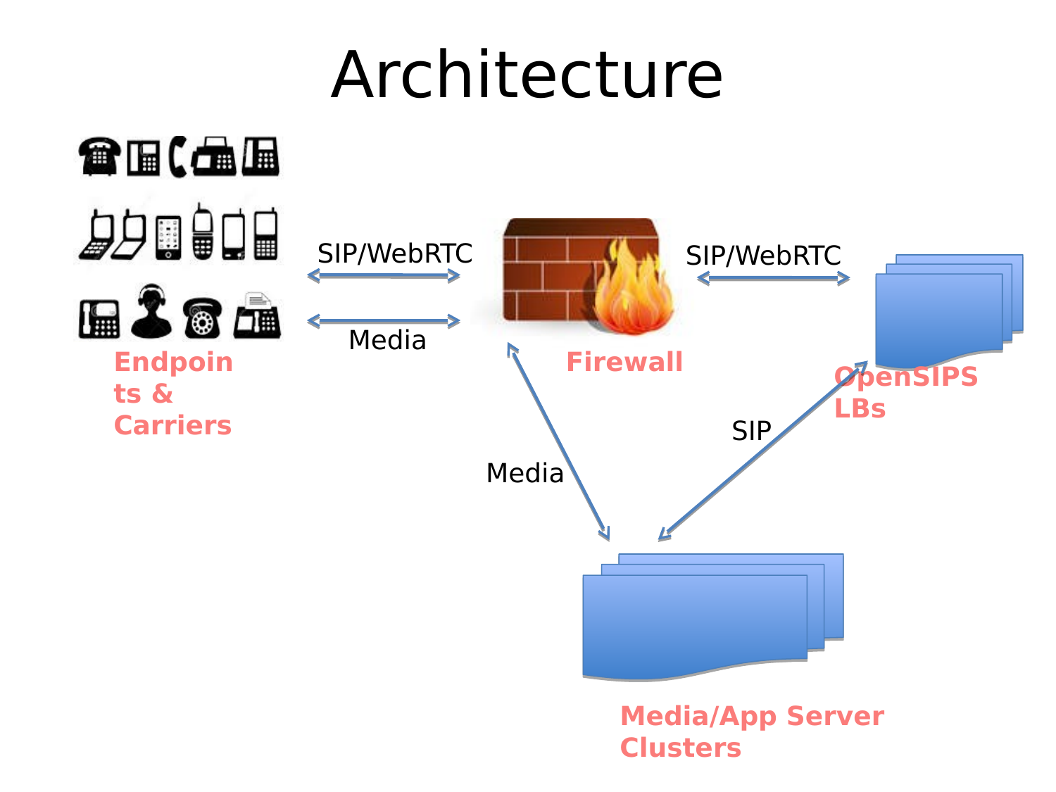# Architecture

Endpoints & Carriers

SIP/WebRTC

Media

Firewall

SIP/WebRTC

OpenSIPS LBs

SIP

Media

Media/App Server Clusters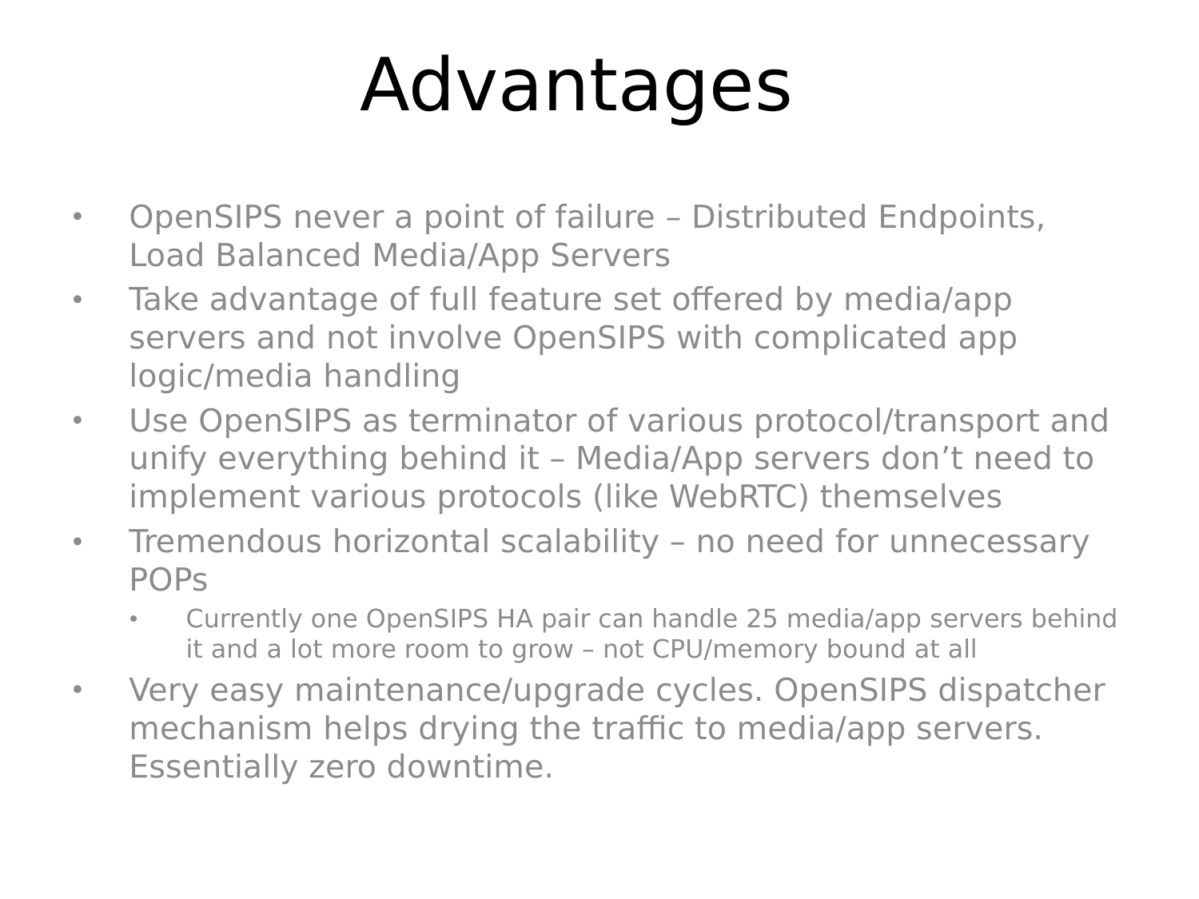# Advantages

- OpenSIPS never a point of failure – Distributed Endpoints, Load Balanced Media/App Servers
- Take advantage of full feature set offered by media/app servers and not involve OpenSIPS with complicated app logic/media handling
- Use OpenSIPS as terminator of various protocol/transport and unify everything behind it – Media/App servers don't need to implement various protocols (like WebRTC) themselves
- Tremendous horizontal scalability – no need for unnecessary POPs
  - Currently one OpenSIPS HA pair can handle 25 media/app servers behind it and a lot more room to grow – not CPU/memory bound at all
- Very easy maintenance/upgrade cycles. OpenSIPS dispatcher mechanism helps drying the traffic to media/app servers. Essentially zero downtime.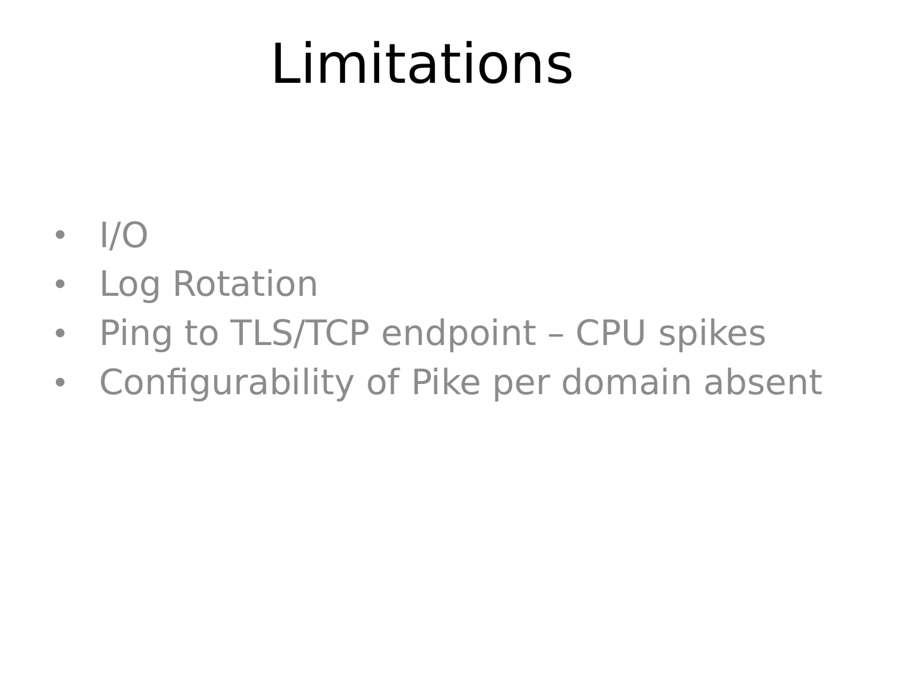# Limitations

- I/O
- Log Rotation
- Ping to TLS/TCP endpoint – CPU spikes
- Configurability of Pike per domain absent